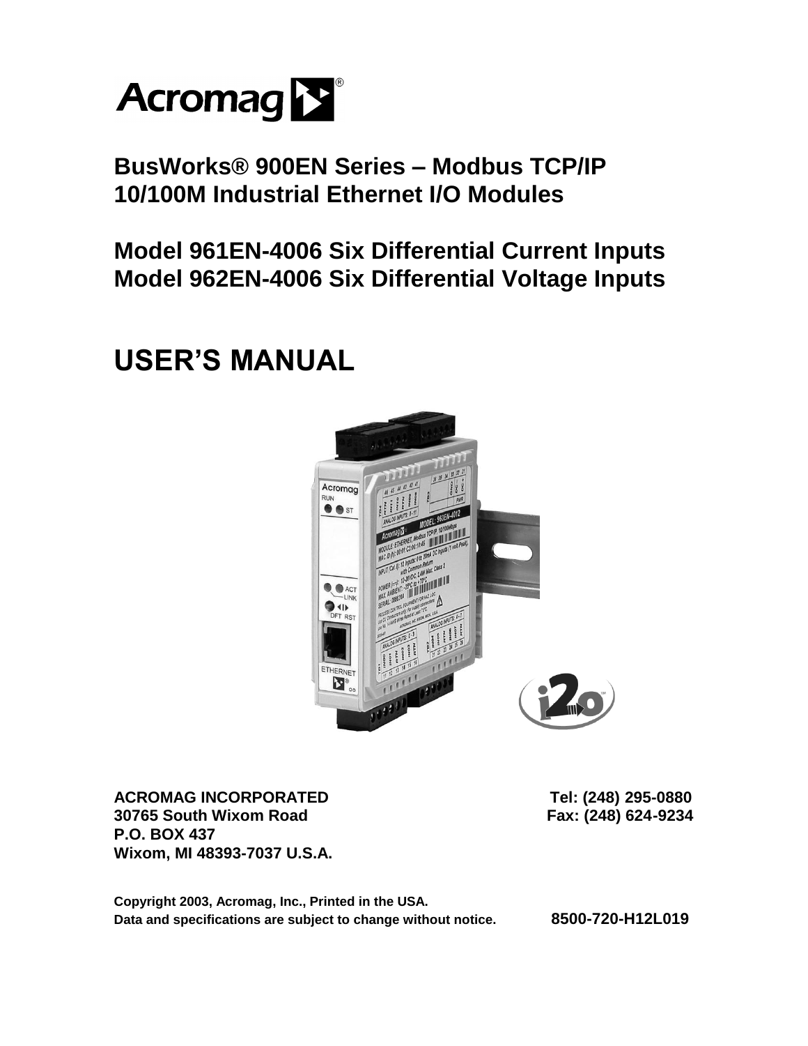Acromag®

# BusWorks® 900EN Series – Modbus TCP/IP 10/100M Industrial Ethernet I/O Modules

## Model 961EN-4006 Six Differential Current Inputs
## Model 962EN-4006 Six Differential Voltage Inputs

# USER'S MANUAL

**ACROMAG INCORPORATED**
**30765 South Wixom Road**
**P.O. BOX 437**
**Wixom, MI 48393-7037 U.S.A.**

**Tel: (248) 295-0880**
**Fax: (248) 624-9234**

**Copyright 2003, Acromag, Inc., Printed in the USA.**
**Data and specifications are subject to change without notice.**

**8500-720-H12L019**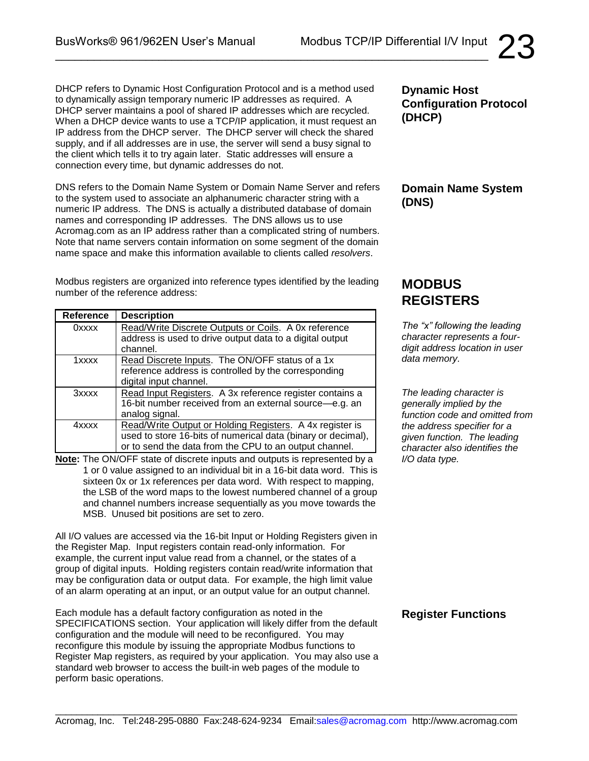### Dynamic Host Configuration Protocol (DHCP)

DHCP refers to Dynamic Host Configuration Protocol and is a method used to dynamically assign temporary numeric IP addresses as required. A DHCP server maintains a pool of shared IP addresses which are recycled. When a DHCP device wants to use a TCP/IP application, it must request an IP address from the DHCP server. The DHCP server will check the shared supply, and if all addresses are in use, the server will send a busy signal to the client which tells it to try again later. Static addresses will ensure a connection every time, but dynamic addresses do not.

### Domain Name System (DNS)

DNS refers to the Domain Name System or Domain Name Server and refers to the system used to associate an alphanumeric character string with a numeric IP address. The DNS is actually a distributed database of domain names and corresponding IP addresses. The DNS allows us to use Acromag.com as an IP address rather than a complicated string of numbers. Note that name servers contain information on some segment of the domain name space and make this information available to clients called *resolvers*.

## MODBUS REGISTERS

Modbus registers are organized into reference types identified by the leading number of the reference address:

*The "x" following the leading character represents a four-digit address location in user data memory.*

*The leading character is generally implied by the function code and omitted from the address specifier for a given function. The leading character also identifies the I/O data type.*

| Reference | Description |
|---|---|
| 0xxxx | Read/Write Discrete Outputs or Coils. A 0x reference address is used to drive output data to a digital output channel. |
| 1xxxx | Read Discrete Inputs. The ON/OFF status of a 1x reference address is controlled by the corresponding digital input channel. |
| 3xxxx | Read Input Registers. A 3x reference register contains a 16-bit number received from an external source—e.g. an analog signal. |
| 4xxxx | Read/Write Output or Holding Registers. A 4x register is used to store 16-bits of numerical data (binary or decimal), or to send the data from the CPU to an output channel. |

**Note:** The ON/OFF state of discrete inputs and outputs is represented by a 1 or 0 value assigned to an individual bit in a 16-bit data word. This is sixteen 0x or 1x references per data word. With respect to mapping, the LSB of the word maps to the lowest numbered channel of a group and channel numbers increase sequentially as you move towards the MSB. Unused bit positions are set to zero.

All I/O values are accessed via the 16-bit Input or Holding Registers given in the Register Map. Input registers contain read-only information. For example, the current input value read from a channel, or the states of a group of digital inputs. Holding registers contain read/write information that may be configuration data or output data. For example, the high limit value of an alarm operating at an input, or an output value for an output channel.

### Register Functions

Each module has a default factory configuration as noted in the SPECIFICATIONS section. Your application will likely differ from the default configuration and the module will need to be reconfigured. You may reconfigure this module by issuing the appropriate Modbus functions to Register Map registers, as required by your application. You may also use a standard web browser to access the built-in web pages of the module to perform basic operations.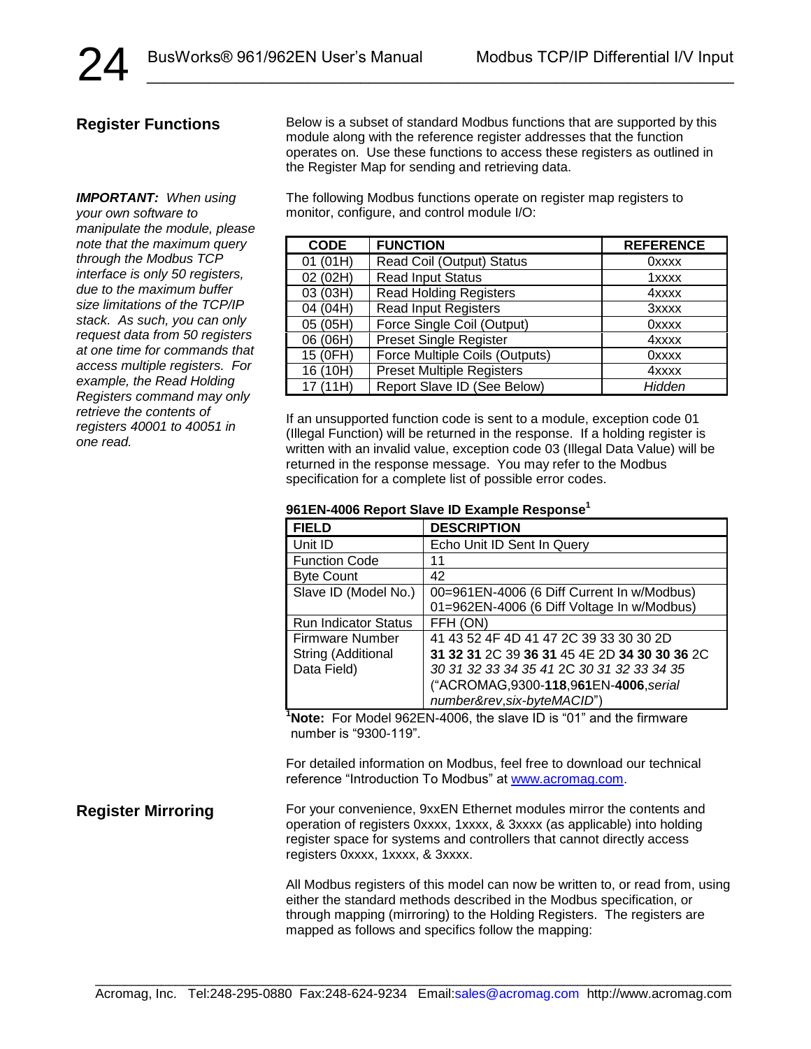## Register Functions

*IMPORTANT: When using your own software to manipulate the module, please note that the maximum query through the Modbus TCP interface is only 50 registers, due to the maximum buffer size limitations of the TCP/IP stack. As such, you can only request data from 50 registers at one time for commands that access multiple registers. For example, the Read Holding Registers command may only retrieve the contents of registers 40001 to 40051 in one read.*

Below is a subset of standard Modbus functions that are supported by this module along with the reference register addresses that the function operates on. Use these functions to access these registers as outlined in the Register Map for sending and retrieving data.

The following Modbus functions operate on register map registers to monitor, configure, and control module I/O:

| CODE | FUNCTION | REFERENCE |
|---|---|---|
| 01 (01H) | Read Coil (Output) Status | 0xxxx |
| 02 (02H) | Read Input Status | 1xxxx |
| 03 (03H) | Read Holding Registers | 4xxxx |
| 04 (04H) | Read Input Registers | 3xxxx |
| 05 (05H) | Force Single Coil (Output) | 0xxxx |
| 06 (06H) | Preset Single Register | 4xxxx |
| 15 (0FH) | Force Multiple Coils (Outputs) | 0xxxx |
| 16 (10H) | Preset Multiple Registers | 4xxxx |
| 17 (11H) | Report Slave ID (See Below) | *Hidden* |

If an unsupported function code is sent to a module, exception code 01 (Illegal Function) will be returned in the response. If a holding register is written with an invalid value, exception code 03 (Illegal Data Value) will be returned in the response message. You may refer to the Modbus specification for a complete list of possible error codes.

**961EN-4006 Report Slave ID Example Response[1]**

| FIELD | DESCRIPTION |
|---|---|
| Unit ID | Echo Unit ID Sent In Query |
| Function Code | 11 |
| Byte Count | 42 |
| Slave ID (Model No.) | 00=961EN-4006 (6 Diff Current In w/Modbus)<br>01=962EN-4006 (6 Diff Voltage In w/Modbus) |
| Run Indicator Status | FFH (ON) |
| Firmware Number String (Additional Data Field) | 41 43 52 4F 4D 41 47 2C 39 33 30 30 2D **31 32 31** 2C 39 **36 31** 45 4E 2D **34 30 30 36** 2C *30 31 32 33 34 35 41 2C 30 31 32 33 34 35* ("ACROMAG,9300-**118**,9**61**EN-**4006**,*serial number&rev,six-byteMACID*") |

[1]**Note:** For Model 962EN-4006, the slave ID is "01" and the firmware number is "9300-119".

For detailed information on Modbus, feel free to download our technical reference "Introduction To Modbus" at www.acromag.com.

## Register Mirroring

For your convenience, 9xxEN Ethernet modules mirror the contents and operation of registers 0xxxx, 1xxxx, & 3xxxx (as applicable) into holding register space for systems and controllers that cannot directly access registers 0xxxx, 1xxxx, & 3xxxx.

All Modbus registers of this model can now be written to, or read from, using either the standard methods described in the Modbus specification, or through mapping (mirroring) to the Holding Registers. The registers are mapped as follows and specifics follow the mapping: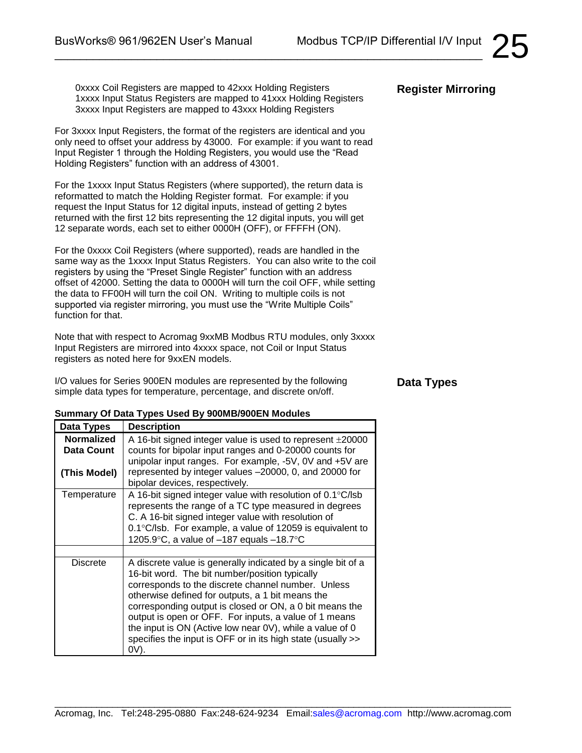## Register Mirroring

0xxxx Coil Registers are mapped to 42xxx Holding Registers
1xxxx Input Status Registers are mapped to 41xxx Holding Registers
3xxxx Input Registers are mapped to 43xxx Holding Registers

For 3xxxx Input Registers, the format of the registers are identical and you only need to offset your address by 43000. For example: if you want to read Input Register 1 through the Holding Registers, you would use the "Read Holding Registers" function with an address of 43001.

For the 1xxxx Input Status Registers (where supported), the return data is reformatted to match the Holding Register format. For example: if you request the Input Status for 12 digital inputs, instead of getting 2 bytes returned with the first 12 bits representing the 12 digital inputs, you will get 12 separate words, each set to either 0000H (OFF), or FFFFH (ON).

For the 0xxxx Coil Registers (where supported), reads are handled in the same way as the 1xxxx Input Status Registers. You can also write to the coil registers by using the "Preset Single Register" function with an address offset of 42000. Setting the data to 0000H will turn the coil OFF, while setting the data to FF00H will turn the coil ON. Writing to multiple coils is not supported via register mirroring, you must use the "Write Multiple Coils" function for that.

Note that with respect to Acromag 9xxMB Modbus RTU modules, only 3xxxx Input Registers are mirrored into 4xxxx space, not Coil or Input Status registers as noted here for 9xxEN models.

## Data Types

I/O values for Series 900EN modules are represented by the following simple data types for temperature, percentage, and discrete on/off.

**Summary Of Data Types Used By 900MB/900EN Modules**

| Data Types | Description |
|---|---|
| **Normalized Data Count (This Model)** | A 16-bit signed integer value is used to represent ±20000 counts for bipolar input ranges and 0-20000 counts for unipolar input ranges. For example, -5V, 0V and +5V are represented by integer values –20000, 0, and 20000 for bipolar devices, respectively. |
| Temperature | A 16-bit signed integer value with resolution of 0.1°C/lsb represents the range of a TC type measured in degrees C. A 16-bit signed integer value with resolution of 0.1°C/lsb. For example, a value of 12059 is equivalent to 1205.9°C, a value of –187 equals –18.7°C |
| | |
| Discrete | A discrete value is generally indicated by a single bit of a 16-bit word. The bit number/position typically corresponds to the discrete channel number. Unless otherwise defined for outputs, a 1 bit means the corresponding output is closed or ON, a 0 bit means the output is open or OFF. For inputs, a value of 1 means the input is ON (Active low near 0V), while a value of 0 specifies the input is OFF or in its high state (usually >> 0V). |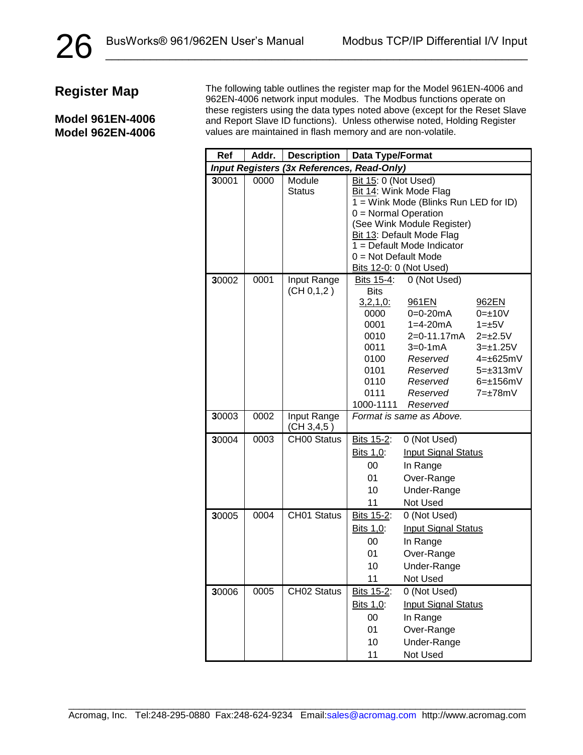## Register Map

### Model 961EN-4006
### Model 962EN-4006

The following table outlines the register map for the Model 961EN-4006 and 962EN-4006 network input modules. The Modbus functions operate on these registers using the data types noted above (except for the Reset Slave and Report Slave ID functions). Unless otherwise noted, Holding Register values are maintained in flash memory and are non-volatile.

| Ref | Addr. | Description | Data Type/Format |
|---|---|---|---|
| *Input Registers (3x References, Read-Only)* | | | |
| 30001 | 0000 | Module Status | Bit 15: 0 (Not Used)<br>Bit 14: Wink Mode Flag<br>1 = Wink Mode (Blinks Run LED for ID)<br>0 = Normal Operation<br>(See Wink Module Register)<br>Bit 13: Default Mode Flag<br>1 = Default Mode Indicator<br>0 = Not Default Mode<br>Bits 12-0: 0 (Not Used) |
| 30002 | 0001 | Input Range (CH 0,1,2 ) | Bits 15-4: 0 (Not Used)<br>Bits 3,2,1,0: — 961EN — 962EN<br>0000 — 0=0-20mA — 0=±10V<br>0001 — 1=4-20mA — 1=±5V<br>0010 — 2=0-11.17mA — 2=±2.5V<br>0011 — 3=0-1mA — 3=±1.25V<br>0100 — *Reserved* — 4=±625mV<br>0101 — *Reserved* — 5=±313mV<br>0110 — *Reserved* — 6=±156mV<br>0111 — *Reserved* — 7=±78mV<br>1000-1111 — *Reserved* |
| 30003 | 0002 | Input Range (CH 3,4,5 ) | *Format is same as Above.* |
| 30004 | 0003 | CH00 Status | Bits 15-2: 0 (Not Used)<br>Bits 1,0: Input Signal Status<br>00 In Range<br>01 Over-Range<br>10 Under-Range<br>11 Not Used |
| 30005 | 0004 | CH01 Status | Bits 15-2: 0 (Not Used)<br>Bits 1,0: Input Signal Status<br>00 In Range<br>01 Over-Range<br>10 Under-Range<br>11 Not Used |
| 30006 | 0005 | CH02 Status | Bits 15-2: 0 (Not Used)<br>Bits 1,0: Input Signal Status<br>00 In Range<br>01 Over-Range<br>10 Under-Range<br>11 Not Used |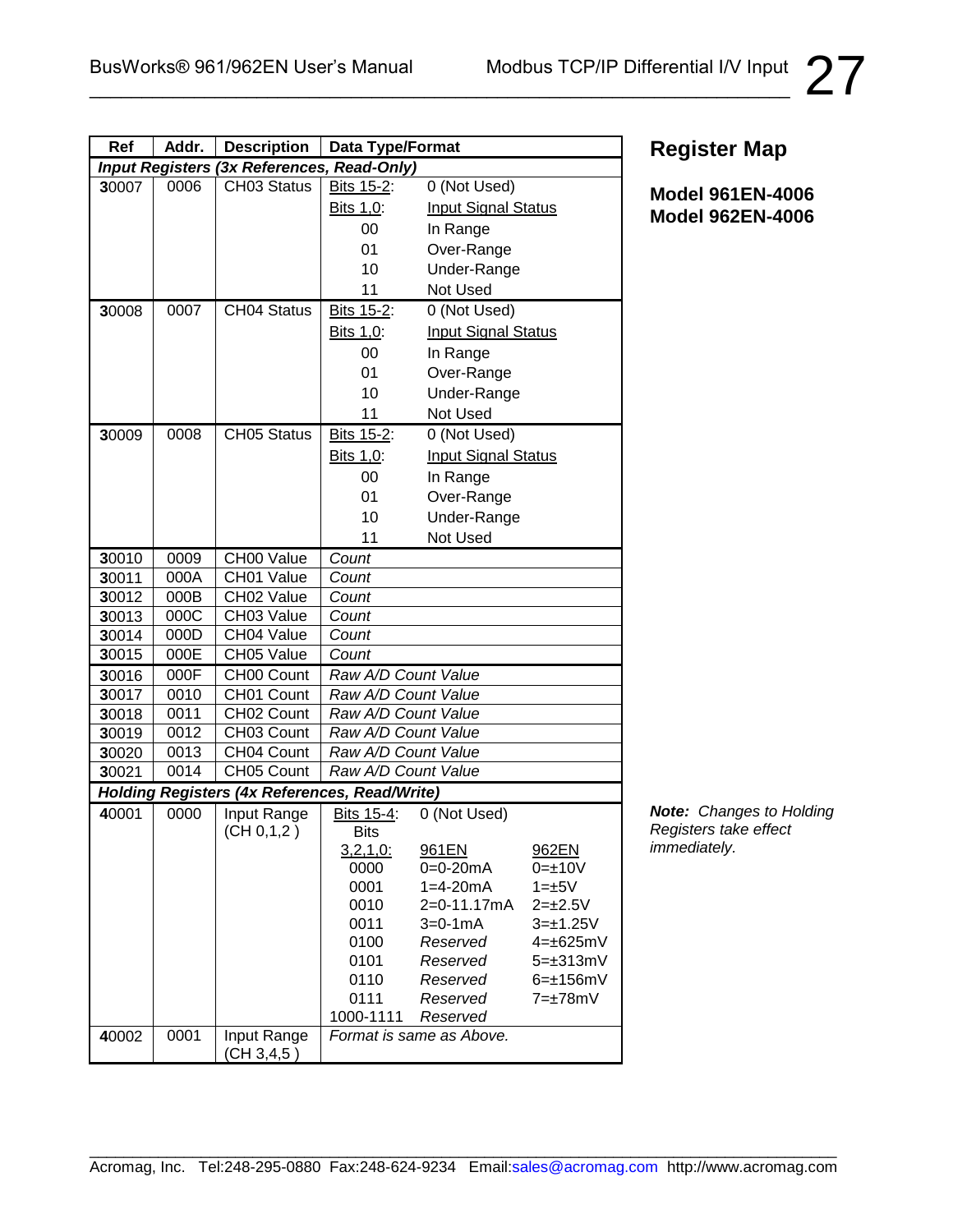## Register Map

**Model 961EN-4006**
**Model 962EN-4006**

| Ref | Addr. | Description | Data Type/Format |
|---|---|---|---|
| ***Input Registers (3x References, Read-Only)*** | | | |
| 30007 | 0006 | CH03 Status | Bits 15-2: 0 (Not Used)<br>Bits 1,0: Input Signal Status<br>00 In Range<br>01 Over-Range<br>10 Under-Range<br>11 Not Used |
| 30008 | 0007 | CH04 Status | Bits 15-2: 0 (Not Used)<br>Bits 1,0: Input Signal Status<br>00 In Range<br>01 Over-Range<br>10 Under-Range<br>11 Not Used |
| 30009 | 0008 | CH05 Status | Bits 15-2: 0 (Not Used)<br>Bits 1,0: Input Signal Status<br>00 In Range<br>01 Over-Range<br>10 Under-Range<br>11 Not Used |
| 30010 | 0009 | CH00 Value | *Count* |
| 30011 | 000A | CH01 Value | *Count* |
| 30012 | 000B | CH02 Value | *Count* |
| 30013 | 000C | CH03 Value | *Count* |
| 30014 | 000D | CH04 Value | *Count* |
| 30015 | 000E | CH05 Value | *Count* |
| 30016 | 000F | CH00 Count | *Raw A/D Count Value* |
| 30017 | 0010 | CH01 Count | *Raw A/D Count Value* |
| 30018 | 0011 | CH02 Count | *Raw A/D Count Value* |
| 30019 | 0012 | CH03 Count | *Raw A/D Count Value* |
| 30020 | 0013 | CH04 Count | *Raw A/D Count Value* |
| 30021 | 0014 | CH05 Count | *Raw A/D Count Value* |
| ***Holding Registers (4x References, Read/Write)*** | | | |
| 40001 | 0000 | Input Range (CH 0,1,2 ) | Bits 15-4: 0 (Not Used)<br>Bits 3,2,1,0: 961EN / 962EN<br>0000 0=0-20mA 0=±10V<br>0001 1=4-20mA 1=±5V<br>0010 2=0-11.17mA 2=±2.5V<br>0011 3=0-1mA 3=±1.25V<br>0100 *Reserved* 4=±625mV<br>0101 *Reserved* 5=±313mV<br>0110 *Reserved* 6=±156mV<br>0111 *Reserved* 7=±78mV<br>1000-1111 *Reserved* |
| 40002 | 0001 | Input Range (CH 3,4,5 ) | *Format is same as Above.* |

***Note:*** *Changes to Holding Registers take effect immediately.*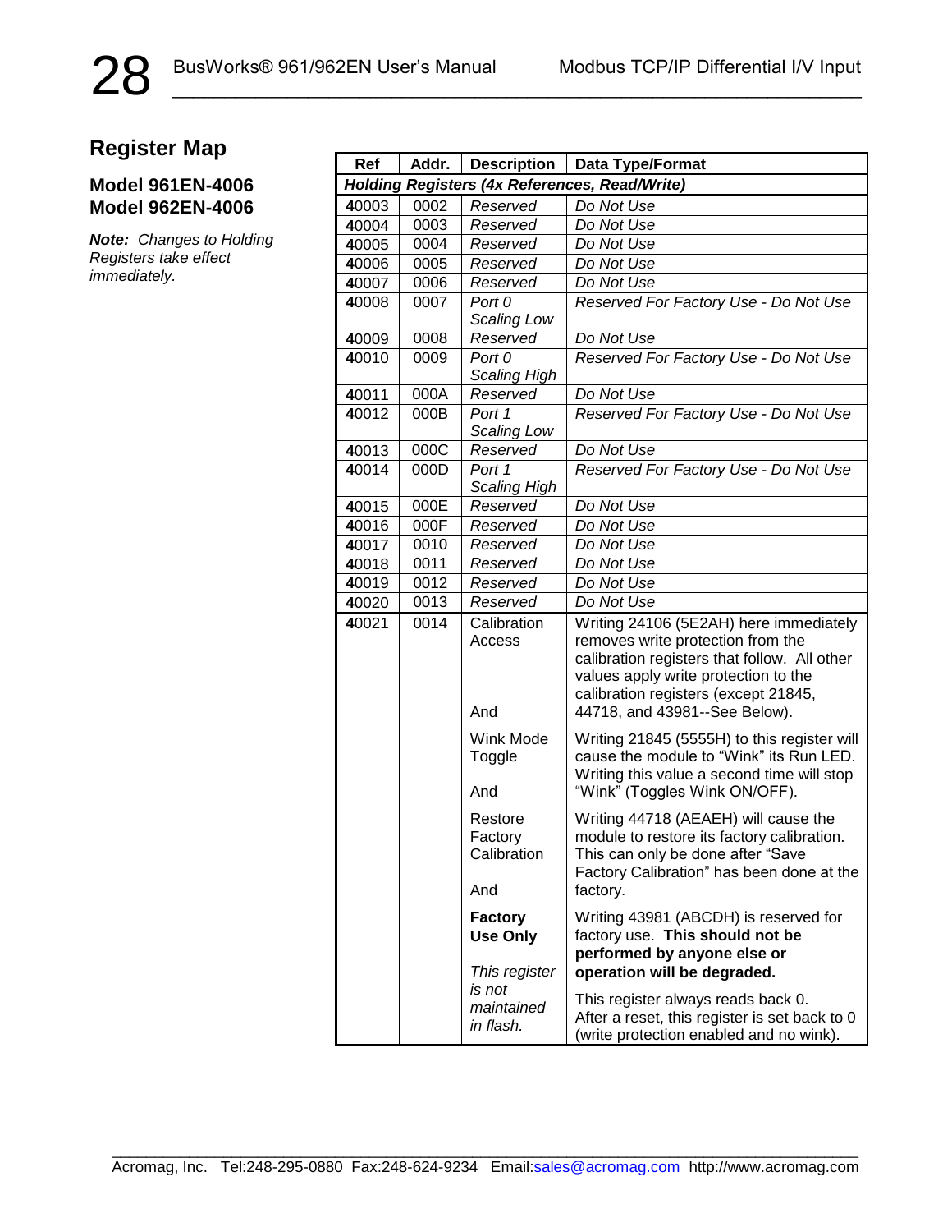## Register Map

### Model 961EN-4006
### Model 962EN-4006

***Note:*** *Changes to Holding Registers take effect immediately.*

| Ref | Addr. | Description | Data Type/Format |
|---|---|---|---|
| ***Holding Registers (4x References, Read/Write)*** | | | |
| 40003 | 0002 | *Reserved* | *Do Not Use* |
| 40004 | 0003 | *Reserved* | *Do Not Use* |
| 40005 | 0004 | *Reserved* | *Do Not Use* |
| 40006 | 0005 | *Reserved* | *Do Not Use* |
| 40007 | 0006 | *Reserved* | *Do Not Use* |
| 40008 | 0007 | *Port 0 Scaling Low* | *Reserved For Factory Use - Do Not Use* |
| 40009 | 0008 | *Reserved* | *Do Not Use* |
| 40010 | 0009 | *Port 0 Scaling High* | *Reserved For Factory Use - Do Not Use* |
| 40011 | 000A | *Reserved* | *Do Not Use* |
| 40012 | 000B | *Port 1 Scaling Low* | *Reserved For Factory Use - Do Not Use* |
| 40013 | 000C | *Reserved* | *Do Not Use* |
| 40014 | 000D | *Port 1 Scaling High* | *Reserved For Factory Use - Do Not Use* |
| 40015 | 000E | *Reserved* | *Do Not Use* |
| 40016 | 000F | *Reserved* | *Do Not Use* |
| 40017 | 0010 | *Reserved* | *Do Not Use* |
| 40018 | 0011 | *Reserved* | *Do Not Use* |
| 40019 | 0012 | *Reserved* | *Do Not Use* |
| 40020 | 0013 | *Reserved* | *Do Not Use* |
| 40021 | 0014 | Calibration Access<br><br>And | Writing 24106 (5E2AH) here immediately removes write protection from the calibration registers that follow. All other values apply write protection to the calibration registers (except 21845, 44718, and 43981--See Below). |
| | | Wink Mode Toggle<br><br>And | Writing 21845 (5555H) to this register will cause the module to "Wink" its Run LED. Writing this value a second time will stop "Wink" (Toggles Wink ON/OFF). |
| | | Restore Factory Calibration<br><br>And | Writing 44718 (AEAEH) will cause the module to restore its factory calibration. This can only be done after "Save Factory Calibration" has been done at the factory. |
| | | **Factory Use Only**<br><br>*This register is not maintained in flash.* | Writing 43981 (ABCDH) is reserved for factory use. **This should not be performed by anyone else or operation will be degraded.**<br><br>This register always reads back 0. After a reset, this register is set back to 0 (write protection enabled and no wink). |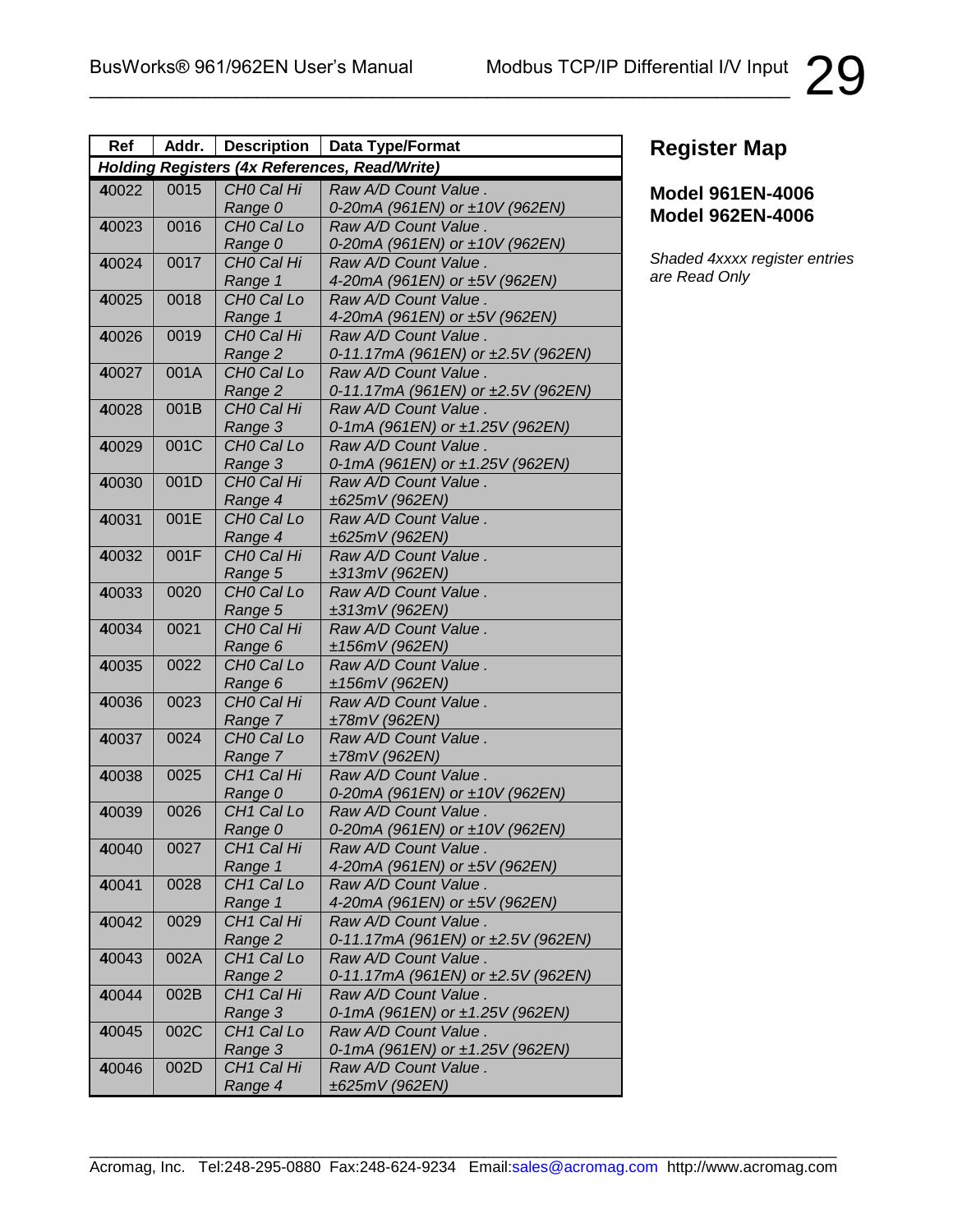| Ref | Addr. | Description | Data Type/Format |
|---|---|---|---|
| ***Holding Registers (4x References, Read/Write)*** | | | |
| 40022 | 0015 | *CH0 Cal Hi Range 0* | *Raw A/D Count Value . 0-20mA (961EN) or ±10V (962EN)* |
| 40023 | 0016 | *CH0 Cal Lo Range 0* | *Raw A/D Count Value . 0-20mA (961EN) or ±10V (962EN)* |
| 40024 | 0017 | *CH0 Cal Hi Range 1* | *Raw A/D Count Value . 4-20mA (961EN) or ±5V (962EN)* |
| 40025 | 0018 | *CH0 Cal Lo Range 1* | *Raw A/D Count Value . 4-20mA (961EN) or ±5V (962EN)* |
| 40026 | 0019 | *CH0 Cal Hi Range 2* | *Raw A/D Count Value . 0-11.17mA (961EN) or ±2.5V (962EN)* |
| 40027 | 001A | *CH0 Cal Lo Range 2* | *Raw A/D Count Value . 0-11.17mA (961EN) or ±2.5V (962EN)* |
| 40028 | 001B | *CH0 Cal Hi Range 3* | *Raw A/D Count Value . 0-1mA (961EN) or ±1.25V (962EN)* |
| 40029 | 001C | *CH0 Cal Lo Range 3* | *Raw A/D Count Value . 0-1mA (961EN) or ±1.25V (962EN)* |
| 40030 | 001D | *CH0 Cal Hi Range 4* | *Raw A/D Count Value . ±625mV (962EN)* |
| 40031 | 001E | *CH0 Cal Lo Range 4* | *Raw A/D Count Value . ±625mV (962EN)* |
| 40032 | 001F | *CH0 Cal Hi Range 5* | *Raw A/D Count Value . ±313mV (962EN)* |
| 40033 | 0020 | *CH0 Cal Lo Range 5* | *Raw A/D Count Value . ±313mV (962EN)* |
| 40034 | 0021 | *CH0 Cal Hi Range 6* | *Raw A/D Count Value . ±156mV (962EN)* |
| 40035 | 0022 | *CH0 Cal Lo Range 6* | *Raw A/D Count Value . ±156mV (962EN)* |
| 40036 | 0023 | *CH0 Cal Hi Range 7* | *Raw A/D Count Value . ±78mV (962EN)* |
| 40037 | 0024 | *CH0 Cal Lo Range 7* | *Raw A/D Count Value . ±78mV (962EN)* |
| 40038 | 0025 | *CH1 Cal Hi Range 0* | *Raw A/D Count Value . 0-20mA (961EN) or ±10V (962EN)* |
| 40039 | 0026 | *CH1 Cal Lo Range 0* | *Raw A/D Count Value . 0-20mA (961EN) or ±10V (962EN)* |
| 40040 | 0027 | *CH1 Cal Hi Range 1* | *Raw A/D Count Value . 4-20mA (961EN) or ±5V (962EN)* |
| 40041 | 0028 | *CH1 Cal Lo Range 1* | *Raw A/D Count Value . 4-20mA (961EN) or ±5V (962EN)* |
| 40042 | 0029 | *CH1 Cal Hi Range 2* | *Raw A/D Count Value . 0-11.17mA (961EN) or ±2.5V (962EN)* |
| 40043 | 002A | *CH1 Cal Lo Range 2* | *Raw A/D Count Value . 0-11.17mA (961EN) or ±2.5V (962EN)* |
| 40044 | 002B | *CH1 Cal Hi Range 3* | *Raw A/D Count Value . 0-1mA (961EN) or ±1.25V (962EN)* |
| 40045 | 002C | *CH1 Cal Lo Range 3* | *Raw A/D Count Value . 0-1mA (961EN) or ±1.25V (962EN)* |
| 40046 | 002D | *CH1 Cal Hi Range 4* | *Raw A/D Count Value . ±625mV (962EN)* |

## Register Map

**Model 961EN-4006**
**Model 962EN-4006**

*Shaded 4xxxx register entries are Read Only*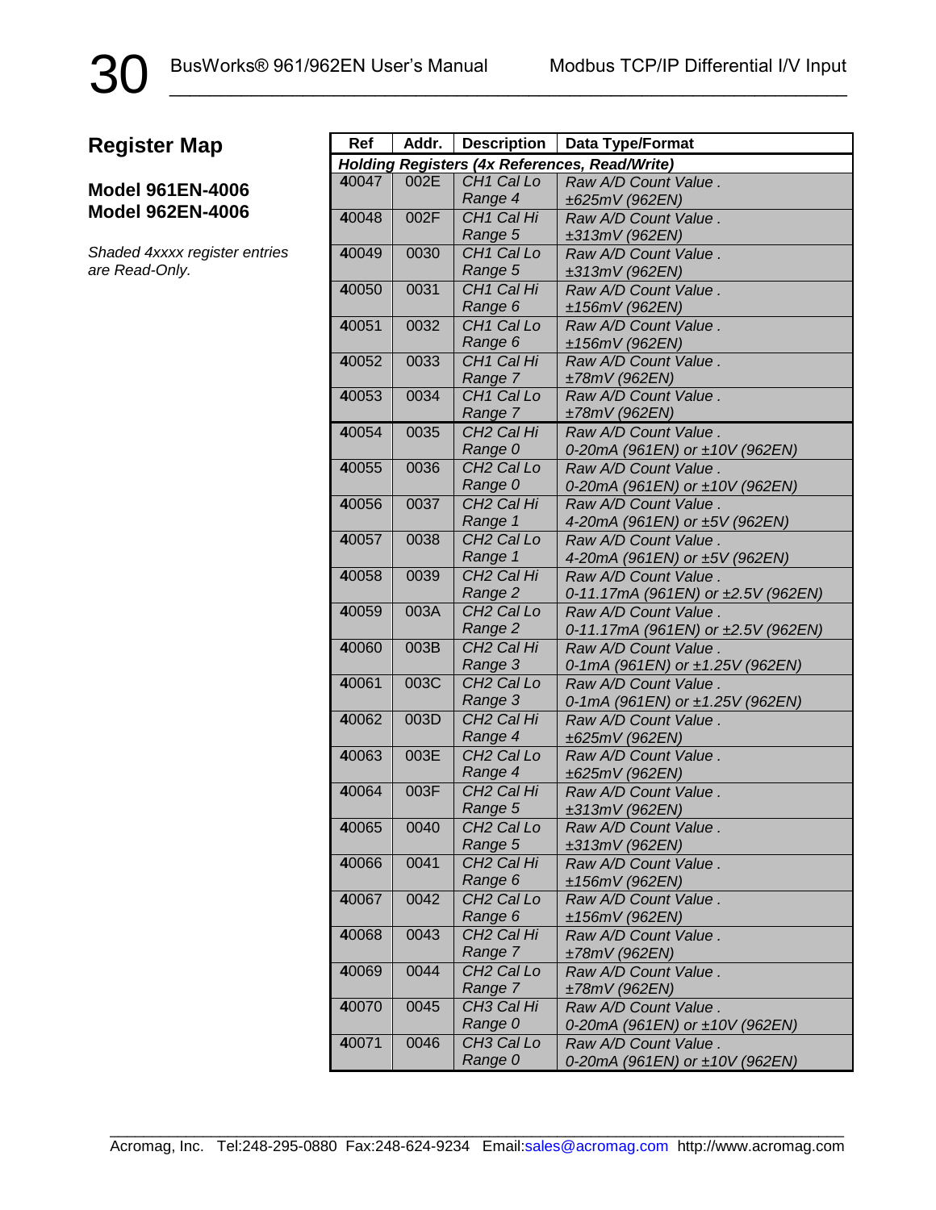## Register Map

### Model 961EN-4006
### Model 962EN-4006

*Shaded 4xxxx register entries are Read-Only.*

| Ref | Addr. | Description | Data Type/Format |
|---|---|---|---|
| ***Holding Registers (4x References, Read/Write)*** | | | |
| 40047 | 002E | *CH1 Cal Lo Range 4* | *Raw A/D Count Value . ±625mV (962EN)* |
| 40048 | 002F | *CH1 Cal Hi Range 5* | *Raw A/D Count Value . ±313mV (962EN)* |
| 40049 | 0030 | *CH1 Cal Lo Range 5* | *Raw A/D Count Value . ±313mV (962EN)* |
| 40050 | 0031 | *CH1 Cal Hi Range 6* | *Raw A/D Count Value . ±156mV (962EN)* |
| 40051 | 0032 | *CH1 Cal Lo Range 6* | *Raw A/D Count Value . ±156mV (962EN)* |
| 40052 | 0033 | *CH1 Cal Hi Range 7* | *Raw A/D Count Value . ±78mV (962EN)* |
| 40053 | 0034 | *CH1 Cal Lo Range 7* | *Raw A/D Count Value . ±78mV (962EN)* |
| 40054 | 0035 | *CH2 Cal Hi Range 0* | *Raw A/D Count Value . 0-20mA (961EN) or ±10V (962EN)* |
| 40055 | 0036 | *CH2 Cal Lo Range 0* | *Raw A/D Count Value . 0-20mA (961EN) or ±10V (962EN)* |
| 40056 | 0037 | *CH2 Cal Hi Range 1* | *Raw A/D Count Value . 4-20mA (961EN) or ±5V (962EN)* |
| 40057 | 0038 | *CH2 Cal Lo Range 1* | *Raw A/D Count Value . 4-20mA (961EN) or ±5V (962EN)* |
| 40058 | 0039 | *CH2 Cal Hi Range 2* | *Raw A/D Count Value . 0-11.17mA (961EN) or ±2.5V (962EN)* |
| 40059 | 003A | *CH2 Cal Lo Range 2* | *Raw A/D Count Value . 0-11.17mA (961EN) or ±2.5V (962EN)* |
| 40060 | 003B | *CH2 Cal Hi Range 3* | *Raw A/D Count Value . 0-1mA (961EN) or ±1.25V (962EN)* |
| 40061 | 003C | *CH2 Cal Lo Range 3* | *Raw A/D Count Value . 0-1mA (961EN) or ±1.25V (962EN)* |
| 40062 | 003D | *CH2 Cal Hi Range 4* | *Raw A/D Count Value . ±625mV (962EN)* |
| 40063 | 003E | *CH2 Cal Lo Range 4* | *Raw A/D Count Value . ±625mV (962EN)* |
| 40064 | 003F | *CH2 Cal Hi Range 5* | *Raw A/D Count Value . ±313mV (962EN)* |
| 40065 | 0040 | *CH2 Cal Lo Range 5* | *Raw A/D Count Value . ±313mV (962EN)* |
| 40066 | 0041 | *CH2 Cal Hi Range 6* | *Raw A/D Count Value . ±156mV (962EN)* |
| 40067 | 0042 | *CH2 Cal Lo Range 6* | *Raw A/D Count Value . ±156mV (962EN)* |
| 40068 | 0043 | *CH2 Cal Hi Range 7* | *Raw A/D Count Value . ±78mV (962EN)* |
| 40069 | 0044 | *CH2 Cal Lo Range 7* | *Raw A/D Count Value . ±78mV (962EN)* |
| 40070 | 0045 | *CH3 Cal Hi Range 0* | *Raw A/D Count Value . 0-20mA (961EN) or ±10V (962EN)* |
| 40071 | 0046 | *CH3 Cal Lo Range 0* | *Raw A/D Count Value . 0-20mA (961EN) or ±10V (962EN)* |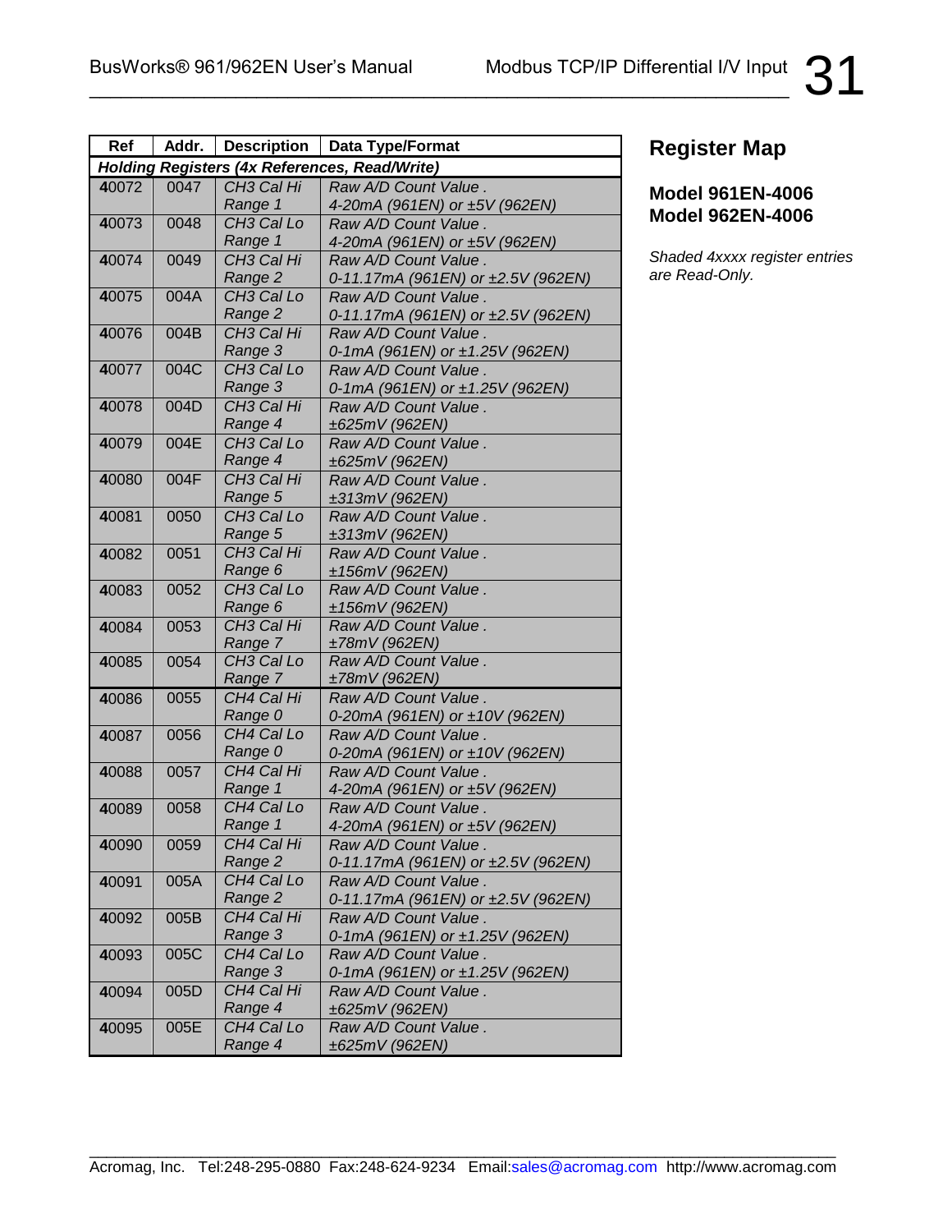| Ref | Addr. | Description | Data Type/Format |
|---|---|---|---|
| ***Holding Registers (4x References, Read/Write)*** | | | |
| 40072 | 0047 | *CH3 Cal Hi Range 1* | *Raw A/D Count Value . 4-20mA (961EN) or ±5V (962EN)* |
| 40073 | 0048 | *CH3 Cal Lo Range 1* | *Raw A/D Count Value . 4-20mA (961EN) or ±5V (962EN)* |
| 40074 | 0049 | *CH3 Cal Hi Range 2* | *Raw A/D Count Value . 0-11.17mA (961EN) or ±2.5V (962EN)* |
| 40075 | 004A | *CH3 Cal Lo Range 2* | *Raw A/D Count Value . 0-11.17mA (961EN) or ±2.5V (962EN)* |
| 40076 | 004B | *CH3 Cal Hi Range 3* | *Raw A/D Count Value . 0-1mA (961EN) or ±1.25V (962EN)* |
| 40077 | 004C | *CH3 Cal Lo Range 3* | *Raw A/D Count Value . 0-1mA (961EN) or ±1.25V (962EN)* |
| 40078 | 004D | *CH3 Cal Hi Range 4* | *Raw A/D Count Value . ±625mV (962EN)* |
| 40079 | 004E | *CH3 Cal Lo Range 4* | *Raw A/D Count Value . ±625mV (962EN)* |
| 40080 | 004F | *CH3 Cal Hi Range 5* | *Raw A/D Count Value . ±313mV (962EN)* |
| 40081 | 0050 | *CH3 Cal Lo Range 5* | *Raw A/D Count Value . ±313mV (962EN)* |
| 40082 | 0051 | *CH3 Cal Hi Range 6* | *Raw A/D Count Value . ±156mV (962EN)* |
| 40083 | 0052 | *CH3 Cal Lo Range 6* | *Raw A/D Count Value . ±156mV (962EN)* |
| 40084 | 0053 | *CH3 Cal Hi Range 7* | *Raw A/D Count Value . ±78mV (962EN)* |
| 40085 | 0054 | *CH3 Cal Lo Range 7* | *Raw A/D Count Value . ±78mV (962EN)* |
| 40086 | 0055 | *CH4 Cal Hi Range 0* | *Raw A/D Count Value . 0-20mA (961EN) or ±10V (962EN)* |
| 40087 | 0056 | *CH4 Cal Lo Range 0* | *Raw A/D Count Value . 0-20mA (961EN) or ±10V (962EN)* |
| 40088 | 0057 | *CH4 Cal Hi Range 1* | *Raw A/D Count Value . 4-20mA (961EN) or ±5V (962EN)* |
| 40089 | 0058 | *CH4 Cal Lo Range 1* | *Raw A/D Count Value . 4-20mA (961EN) or ±5V (962EN)* |
| 40090 | 0059 | *CH4 Cal Hi Range 2* | *Raw A/D Count Value . 0-11.17mA (961EN) or ±2.5V (962EN)* |
| 40091 | 005A | *CH4 Cal Lo Range 2* | *Raw A/D Count Value . 0-11.17mA (961EN) or ±2.5V (962EN)* |
| 40092 | 005B | *CH4 Cal Hi Range 3* | *Raw A/D Count Value . 0-1mA (961EN) or ±1.25V (962EN)* |
| 40093 | 005C | *CH4 Cal Lo Range 3* | *Raw A/D Count Value . 0-1mA (961EN) or ±1.25V (962EN)* |
| 40094 | 005D | *CH4 Cal Hi Range 4* | *Raw A/D Count Value . ±625mV (962EN)* |
| 40095 | 005E | *CH4 Cal Lo Range 4* | *Raw A/D Count Value . ±625mV (962EN)* |

## Register Map

**Model 961EN-4006**
**Model 962EN-4006**

*Shaded 4xxxx register entries are Read-Only.*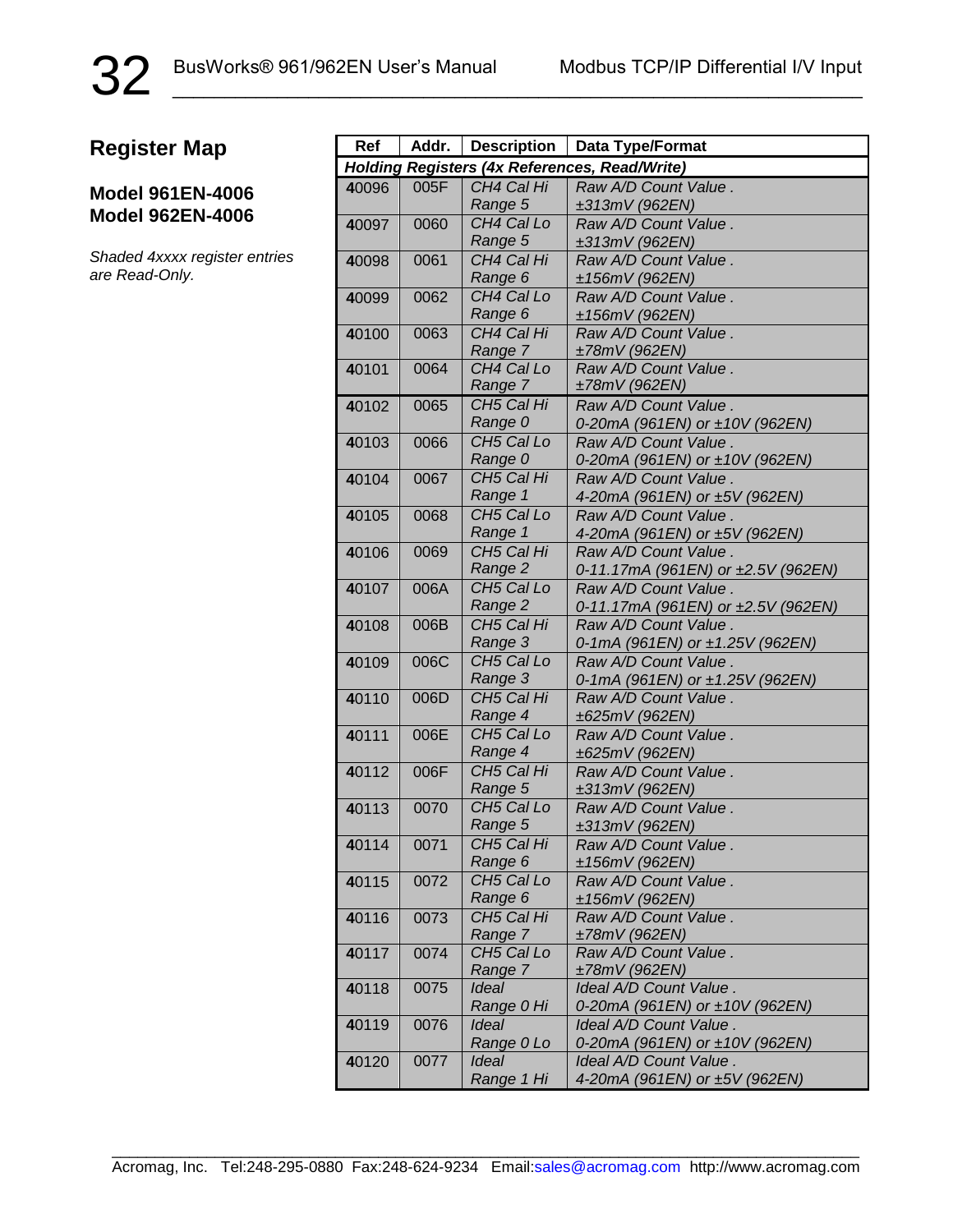## Register Map

### Model 961EN-4006
### Model 962EN-4006

*Shaded 4xxxx register entries are Read-Only.*

| Ref | Addr. | Description | Data Type/Format |
|---|---|---|---|
| ***Holding Registers (4x References, Read/Write)*** | | | |
| 40096 | 005F | *CH4 Cal Hi Range 5* | *Raw A/D Count Value . ±313mV (962EN)* |
| 40097 | 0060 | *CH4 Cal Lo Range 5* | *Raw A/D Count Value . ±313mV (962EN)* |
| 40098 | 0061 | *CH4 Cal Hi Range 6* | *Raw A/D Count Value . ±156mV (962EN)* |
| 40099 | 0062 | *CH4 Cal Lo Range 6* | *Raw A/D Count Value . ±156mV (962EN)* |
| 40100 | 0063 | *CH4 Cal Hi Range 7* | *Raw A/D Count Value . ±78mV (962EN)* |
| 40101 | 0064 | *CH4 Cal Lo Range 7* | *Raw A/D Count Value . ±78mV (962EN)* |
| 40102 | 0065 | *CH5 Cal Hi Range 0* | *Raw A/D Count Value . 0-20mA (961EN) or ±10V (962EN)* |
| 40103 | 0066 | *CH5 Cal Lo Range 0* | *Raw A/D Count Value . 0-20mA (961EN) or ±10V (962EN)* |
| 40104 | 0067 | *CH5 Cal Hi Range 1* | *Raw A/D Count Value . 4-20mA (961EN) or ±5V (962EN)* |
| 40105 | 0068 | *CH5 Cal Lo Range 1* | *Raw A/D Count Value . 4-20mA (961EN) or ±5V (962EN)* |
| 40106 | 0069 | *CH5 Cal Hi Range 2* | *Raw A/D Count Value . 0-11.17mA (961EN) or ±2.5V (962EN)* |
| 40107 | 006A | *CH5 Cal Lo Range 2* | *Raw A/D Count Value . 0-11.17mA (961EN) or ±2.5V (962EN)* |
| 40108 | 006B | *CH5 Cal Hi Range 3* | *Raw A/D Count Value . 0-1mA (961EN) or ±1.25V (962EN)* |
| 40109 | 006C | *CH5 Cal Lo Range 3* | *Raw A/D Count Value . 0-1mA (961EN) or ±1.25V (962EN)* |
| 40110 | 006D | *CH5 Cal Hi Range 4* | *Raw A/D Count Value . ±625mV (962EN)* |
| 40111 | 006E | *CH5 Cal Lo Range 4* | *Raw A/D Count Value . ±625mV (962EN)* |
| 40112 | 006F | *CH5 Cal Hi Range 5* | *Raw A/D Count Value . ±313mV (962EN)* |
| 40113 | 0070 | *CH5 Cal Lo Range 5* | *Raw A/D Count Value . ±313mV (962EN)* |
| 40114 | 0071 | *CH5 Cal Hi Range 6* | *Raw A/D Count Value . ±156mV (962EN)* |
| 40115 | 0072 | *CH5 Cal Lo Range 6* | *Raw A/D Count Value . ±156mV (962EN)* |
| 40116 | 0073 | *CH5 Cal Hi Range 7* | *Raw A/D Count Value . ±78mV (962EN)* |
| 40117 | 0074 | *CH5 Cal Lo Range 7* | *Raw A/D Count Value . ±78mV (962EN)* |
| 40118 | 0075 | *Ideal Range 0 Hi* | *Ideal A/D Count Value . 0-20mA (961EN) or ±10V (962EN)* |
| 40119 | 0076 | *Ideal Range 0 Lo* | *Ideal A/D Count Value . 0-20mA (961EN) or ±10V (962EN)* |
| 40120 | 0077 | *Ideal Range 1 Hi* | *Ideal A/D Count Value . 4-20mA (961EN) or ±5V (962EN)* |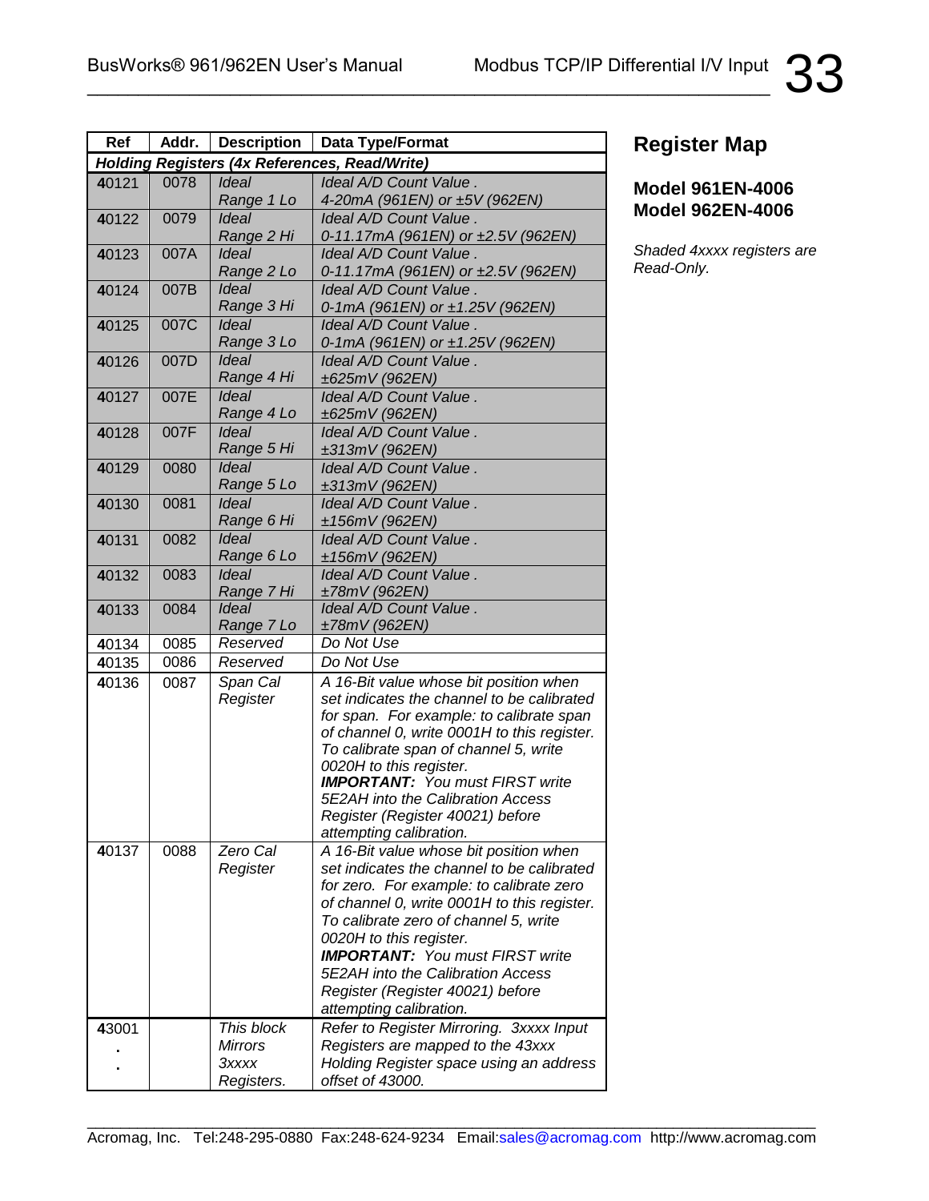| Ref | Addr. | Description | Data Type/Format |
|---|---|---|---|
| ***Holding Registers (4x References, Read/Write)*** | | | |
| 40121 | 0078 | *Ideal Range 1 Lo* | *Ideal A/D Count Value . 4-20mA (961EN) or ±5V (962EN)* |
| 40122 | 0079 | *Ideal Range 2 Hi* | *Ideal A/D Count Value . 0-11.17mA (961EN) or ±2.5V (962EN)* |
| 40123 | 007A | *Ideal Range 2 Lo* | *Ideal A/D Count Value . 0-11.17mA (961EN) or ±2.5V (962EN)* |
| 40124 | 007B | *Ideal Range 3 Hi* | *Ideal A/D Count Value . 0-1mA (961EN) or ±1.25V (962EN)* |
| 40125 | 007C | *Ideal Range 3 Lo* | *Ideal A/D Count Value . 0-1mA (961EN) or ±1.25V (962EN)* |
| 40126 | 007D | *Ideal Range 4 Hi* | *Ideal A/D Count Value . ±625mV (962EN)* |
| 40127 | 007E | *Ideal Range 4 Lo* | *Ideal A/D Count Value . ±625mV (962EN)* |
| 40128 | 007F | *Ideal Range 5 Hi* | *Ideal A/D Count Value . ±313mV (962EN)* |
| 40129 | 0080 | *Ideal Range 5 Lo* | *Ideal A/D Count Value . ±313mV (962EN)* |
| 40130 | 0081 | *Ideal Range 6 Hi* | *Ideal A/D Count Value . ±156mV (962EN)* |
| 40131 | 0082 | *Ideal Range 6 Lo* | *Ideal A/D Count Value . ±156mV (962EN)* |
| 40132 | 0083 | *Ideal Range 7 Hi* | *Ideal A/D Count Value . ±78mV (962EN)* |
| 40133 | 0084 | *Ideal Range 7 Lo* | *Ideal A/D Count Value . ±78mV (962EN)* |
| 40134 | 0085 | *Reserved* | *Do Not Use* |
| 40135 | 0086 | *Reserved* | *Do Not Use* |
| 40136 | 0087 | *Span Cal Register* | *A 16-Bit value whose bit position when set indicates the channel to be calibrated for span. For example: to calibrate span of channel 0, write 0001H to this register. To calibrate span of channel 5, write 0020H to this register.* ***IMPORTANT:*** *You must FIRST write 5E2AH into the Calibration Access Register (Register 40021) before attempting calibration.* |
| 40137 | 0088 | *Zero Cal Register* | *A 16-Bit value whose bit position when set indicates the channel to be calibrated for zero. For example: to calibrate zero of channel 0, write 0001H to this register. To calibrate zero of channel 5, write 0020H to this register.* ***IMPORTANT:*** *You must FIRST write 5E2AH into the Calibration Access Register (Register 40021) before attempting calibration.* |
| 43001 . . | | *This block Mirrors 3xxxx Registers.* | *Refer to Register Mirroring. 3xxxx Input Registers are mapped to the 43xxx Holding Register space using an address offset of 43000.* |

## Register Map

### Model 961EN-4006
### Model 962EN-4006

*Shaded 4xxxx registers are Read-Only.*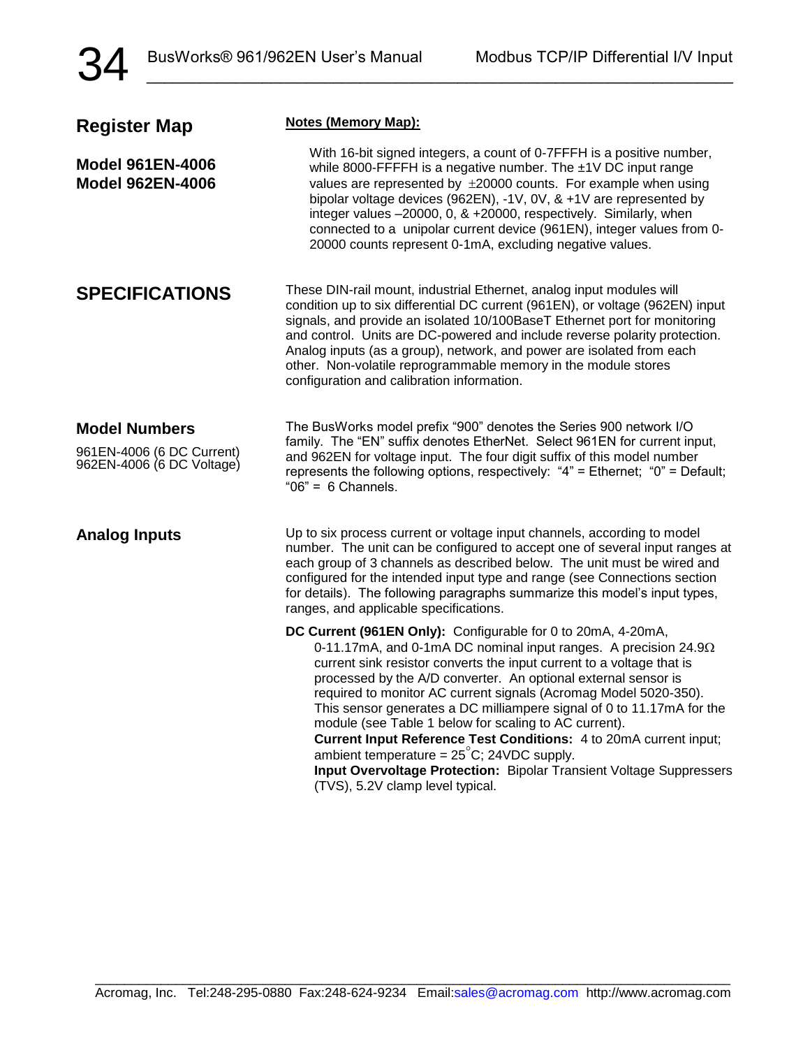## Register Map

**Model 961EN-4006**
**Model 962EN-4006**

**Notes (Memory Map):**

With 16-bit signed integers, a count of 0-7FFFH is a positive number, while 8000-FFFFH is a negative number. The ±1V DC input range values are represented by ±20000 counts. For example when using bipolar voltage devices (962EN), -1V, 0V, & +1V are represented by integer values –20000, 0, & +20000, respectively. Similarly, when connected to a unipolar current device (961EN), integer values from 0-20000 counts represent 0-1mA, excluding negative values.

# SPECIFICATIONS

These DIN-rail mount, industrial Ethernet, analog input modules will condition up to six differential DC current (961EN), or voltage (962EN) input signals, and provide an isolated 10/100BaseT Ethernet port for monitoring and control. Units are DC-powered and include reverse polarity protection. Analog inputs (as a group), network, and power are isolated from each other. Non-volatile reprogrammable memory in the module stores configuration and calibration information.

## Model Numbers

961EN-4006 (6 DC Current)
962EN-4006 (6 DC Voltage)

The BusWorks model prefix “900” denotes the Series 900 network I/O family. The “EN” suffix denotes EtherNet. Select 961EN for current input, and 962EN for voltage input. The four digit suffix of this model number represents the following options, respectively: “4” = Ethernet; “0” = Default; “06” = 6 Channels.

## Analog Inputs

Up to six process current or voltage input channels, according to model number. The unit can be configured to accept one of several input ranges at each group of 3 channels as described below. The unit must be wired and configured for the intended input type and range (see Connections section for details). The following paragraphs summarize this model’s input types, ranges, and applicable specifications.

**DC Current (961EN Only):** Configurable for 0 to 20mA, 4-20mA, 0-11.17mA, and 0-1mA DC nominal input ranges. A precision 24.9Ω current sink resistor converts the input current to a voltage that is processed by the A/D converter. An optional external sensor is required to monitor AC current signals (Acromag Model 5020-350). This sensor generates a DC milliampere signal of 0 to 11.17mA for the module (see Table 1 below for scaling to AC current).
**Current Input Reference Test Conditions:** 4 to 20mA current input; ambient temperature = 25°C; 24VDC supply.
**Input Overvoltage Protection:** Bipolar Transient Voltage Suppressers (TVS), 5.2V clamp level typical.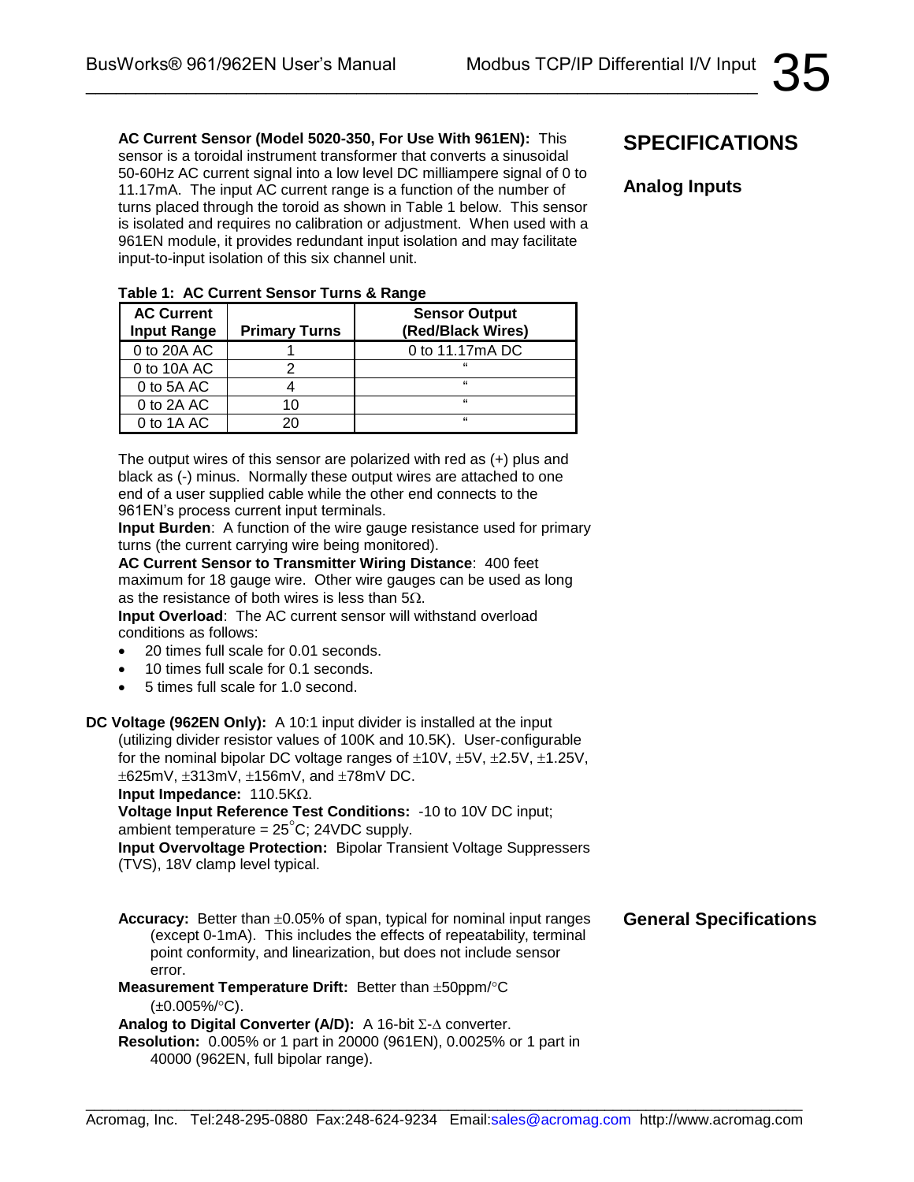**AC Current Sensor (Model 5020-350, For Use With 961EN):** This sensor is a toroidal instrument transformer that converts a sinusoidal 50-60Hz AC current signal into a low level DC milliampere signal of 0 to 11.17mA. The input AC current range is a function of the number of turns placed through the toroid as shown in Table 1 below. This sensor is isolated and requires no calibration or adjustment. When used with a 961EN module, it provides redundant input isolation and may facilitate input-to-input isolation of this six channel unit.

## SPECIFICATIONS

### Analog Inputs

**Table 1: AC Current Sensor Turns & Range**

| AC Current Input Range | Primary Turns | Sensor Output (Red/Black Wires) |
|---|---|---|
| 0 to 20A AC | 1 | 0 to 11.17mA DC |
| 0 to 10A AC | 2 | " |
| 0 to 5A AC | 4 | " |
| 0 to 2A AC | 10 | " |
| 0 to 1A AC | 20 | " |

The output wires of this sensor are polarized with red as (+) plus and black as (-) minus. Normally these output wires are attached to one end of a user supplied cable while the other end connects to the 961EN's process current input terminals.

**Input Burden**: A function of the wire gauge resistance used for primary turns (the current carrying wire being monitored).

**AC Current Sensor to Transmitter Wiring Distance**: 400 feet maximum for 18 gauge wire. Other wire gauges can be used as long as the resistance of both wires is less than 5Ω.

**Input Overload**: The AC current sensor will withstand overload conditions as follows:

- 20 times full scale for 0.01 seconds.
- 10 times full scale for 0.1 seconds.
- 5 times full scale for 1.0 second.

**DC Voltage (962EN Only):** A 10:1 input divider is installed at the input (utilizing divider resistor values of 100K and 10.5K). User-configurable for the nominal bipolar DC voltage ranges of ±10V, ±5V, ±2.5V, ±1.25V, ±625mV, ±313mV, ±156mV, and ±78mV DC.

**Input Impedance:** 110.5KΩ.

**Voltage Input Reference Test Conditions:** -10 to 10V DC input; ambient temperature = 25°C; 24VDC supply.

**Input Overvoltage Protection:** Bipolar Transient Voltage Suppressers (TVS), 18V clamp level typical.

### General Specifications

**Accuracy:** Better than ±0.05% of span, typical for nominal input ranges (except 0-1mA). This includes the effects of repeatability, terminal point conformity, and linearization, but does not include sensor error.

**Measurement Temperature Drift:** Better than ±50ppm/°C (±0.005%/°C).

**Analog to Digital Converter (A/D):** A 16-bit Σ-Δ converter.

**Resolution:** 0.005% or 1 part in 20000 (961EN), 0.0025% or 1 part in 40000 (962EN, full bipolar range).